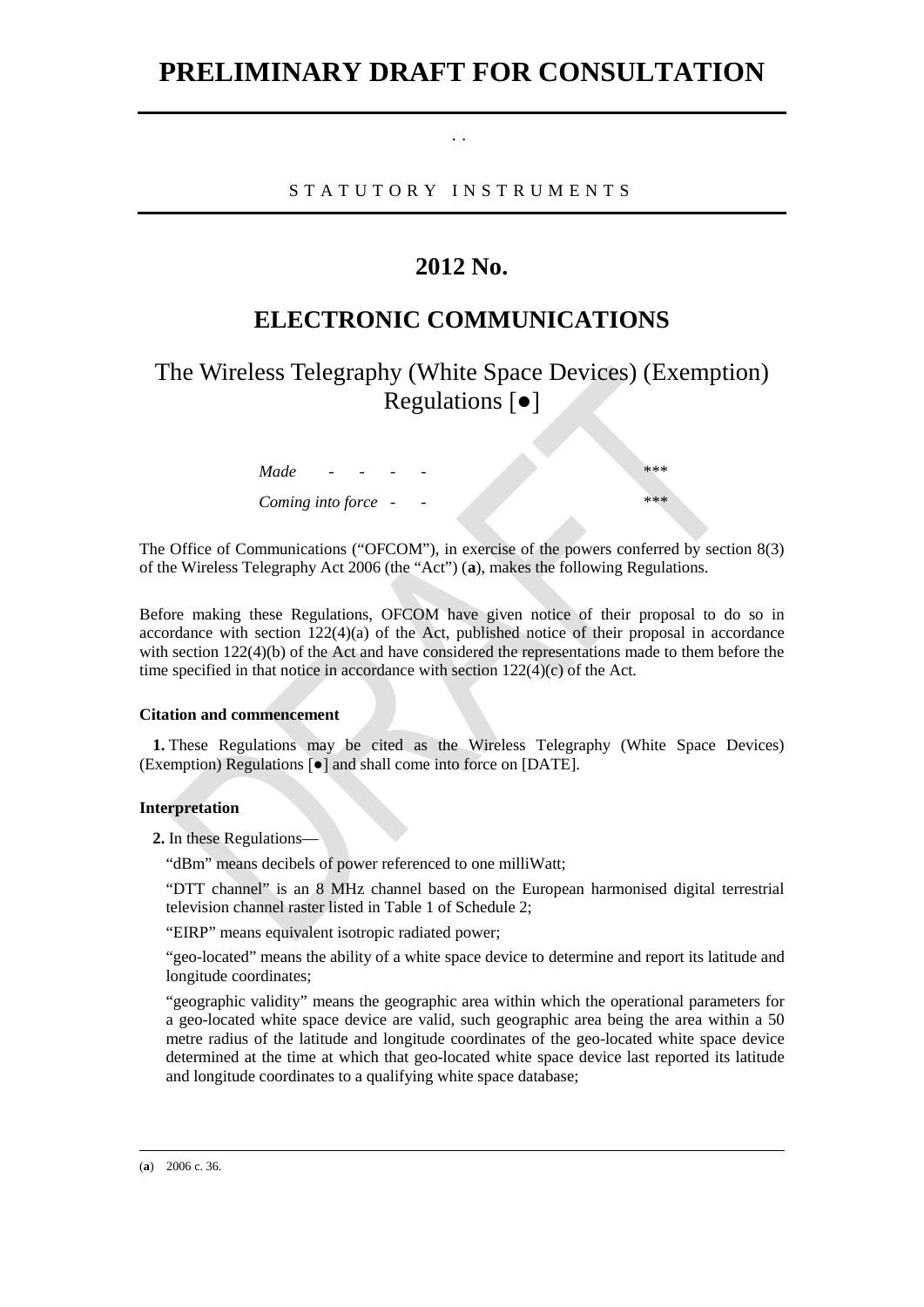# PRELIMINARY DRAFT FOR CONSULTATION

. .

STATUTORY INSTRUMENTS

## 2012 No.

## ELECTRONIC COMMUNICATIONS

### The Wireless Telegraphy (White Space Devices) (Exemption) Regulations [●]

*Made* - - - - ***

*Coming into force* - - ***

The Office of Communications ("OFCOM"), in exercise of the powers conferred by section 8(3) of the Wireless Telegraphy Act 2006 (the "Act") (**a**), makes the following Regulations.

Before making these Regulations, OFCOM have given notice of their proposal to do so in accordance with section 122(4)(a) of the Act, published notice of their proposal in accordance with section 122(4)(b) of the Act and have considered the representations made to them before the time specified in that notice in accordance with section 122(4)(c) of the Act.

**Citation and commencement**

**1.** These Regulations may be cited as the Wireless Telegraphy (White Space Devices) (Exemption) Regulations [●] and shall come into force on [DATE].

**Interpretation**

**2.** In these Regulations—

"dBm" means decibels of power referenced to one milliWatt;

"DTT channel" is an 8 MHz channel based on the European harmonised digital terrestrial television channel raster listed in Table 1 of Schedule 2;

"EIRP" means equivalent isotropic radiated power;

"geo-located" means the ability of a white space device to determine and report its latitude and longitude coordinates;

"geographic validity" means the geographic area within which the operational parameters for a geo-located white space device are valid, such geographic area being the area within a 50 metre radius of the latitude and longitude coordinates of the geo-located white space device determined at the time at which that geo-located white space device last reported its latitude and longitude coordinates to a qualifying white space database;

(**a**) 2006 c. 36.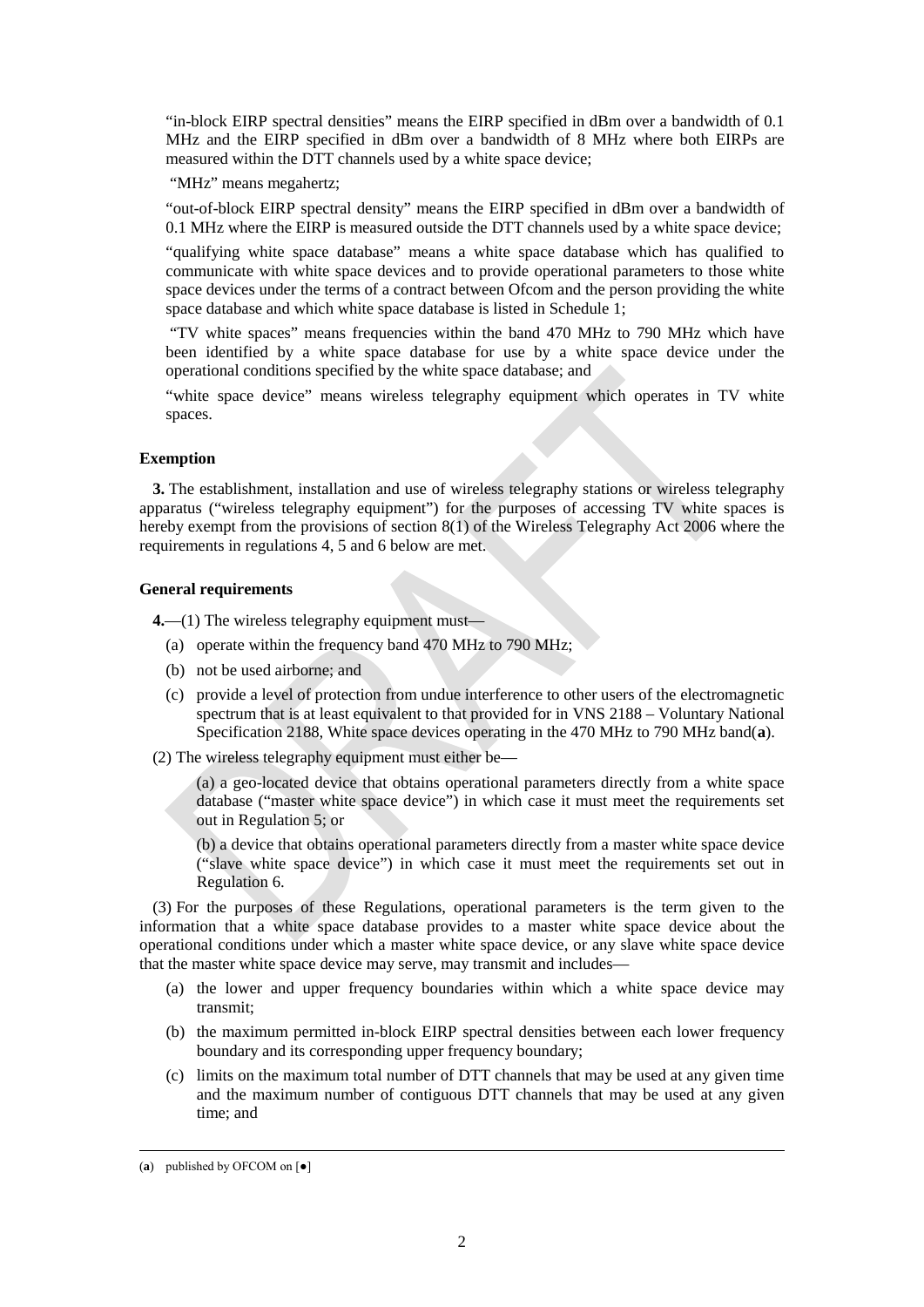"in-block EIRP spectral densities" means the EIRP specified in dBm over a bandwidth of 0.1 MHz and the EIRP specified in dBm over a bandwidth of 8 MHz where both EIRPs are measured within the DTT channels used by a white space device;

"MHz" means megahertz;

"out-of-block EIRP spectral density" means the EIRP specified in dBm over a bandwidth of 0.1 MHz where the EIRP is measured outside the DTT channels used by a white space device;

"qualifying white space database" means a white space database which has qualified to communicate with white space devices and to provide operational parameters to those white space devices under the terms of a contract between Ofcom and the person providing the white space database and which white space database is listed in Schedule 1;

"TV white spaces" means frequencies within the band 470 MHz to 790 MHz which have been identified by a white space database for use by a white space device under the operational conditions specified by the white space database; and

"white space device" means wireless telegraphy equipment which operates in TV white spaces.

### Exemption

**3.** The establishment, installation and use of wireless telegraphy stations or wireless telegraphy apparatus ("wireless telegraphy equipment") for the purposes of accessing TV white spaces is hereby exempt from the provisions of section 8(1) of the Wireless Telegraphy Act 2006 where the requirements in regulations 4, 5 and 6 below are met.

### General requirements

**4.**—(1) The wireless telegraphy equipment must—

(a) operate within the frequency band 470 MHz to 790 MHz;

(b) not be used airborne; and

(c) provide a level of protection from undue interference to other users of the electromagnetic spectrum that is at least equivalent to that provided for in VNS 2188 – Voluntary National Specification 2188, White space devices operating in the 470 MHz to 790 MHz band(**a**).

(2) The wireless telegraphy equipment must either be—

(a) a geo-located device that obtains operational parameters directly from a white space database ("master white space device") in which case it must meet the requirements set out in Regulation 5; or

(b) a device that obtains operational parameters directly from a master white space device ("slave white space device") in which case it must meet the requirements set out in Regulation 6.

(3) For the purposes of these Regulations, operational parameters is the term given to the information that a white space database provides to a master white space device about the operational conditions under which a master white space device, or any slave white space device that the master white space device may serve, may transmit and includes—

(a) the lower and upper frequency boundaries within which a white space device may transmit;

(b) the maximum permitted in-block EIRP spectral densities between each lower frequency boundary and its corresponding upper frequency boundary;

(c) limits on the maximum total number of DTT channels that may be used at any given time and the maximum number of contiguous DTT channels that may be used at any given time; and

---

(**a**) published by OFCOM on [●]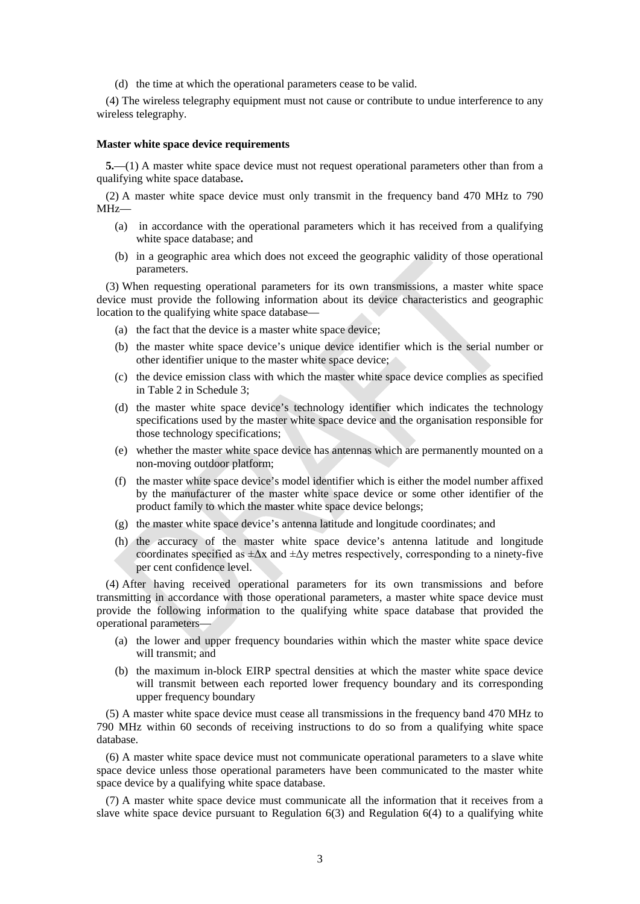(d) the time at which the operational parameters cease to be valid.

(4) The wireless telegraphy equipment must not cause or contribute to undue interference to any wireless telegraphy.

**Master white space device requirements**

**5.**—(1) A master white space device must not request operational parameters other than from a qualifying white space database**.**

(2) A master white space device must only transmit in the frequency band 470 MHz to 790 MHz—

(a) in accordance with the operational parameters which it has received from a qualifying white space database; and

(b) in a geographic area which does not exceed the geographic validity of those operational parameters.

(3) When requesting operational parameters for its own transmissions, a master white space device must provide the following information about its device characteristics and geographic location to the qualifying white space database—

(a) the fact that the device is a master white space device;

(b) the master white space device's unique device identifier which is the serial number or other identifier unique to the master white space device;

(c) the device emission class with which the master white space device complies as specified in Table 2 in Schedule 3;

(d) the master white space device's technology identifier which indicates the technology specifications used by the master white space device and the organisation responsible for those technology specifications;

(e) whether the master white space device has antennas which are permanently mounted on a non-moving outdoor platform;

(f) the master white space device's model identifier which is either the model number affixed by the manufacturer of the master white space device or some other identifier of the product family to which the master white space device belongs;

(g) the master white space device's antenna latitude and longitude coordinates; and

(h) the accuracy of the master white space device's antenna latitude and longitude coordinates specified as $\pm\Delta x$ and $\pm\Delta y$ metres respectively, corresponding to a ninety-five per cent confidence level.

(4) After having received operational parameters for its own transmissions and before transmitting in accordance with those operational parameters, a master white space device must provide the following information to the qualifying white space database that provided the operational parameters—

(a) the lower and upper frequency boundaries within which the master white space device will transmit; and

(b) the maximum in-block EIRP spectral densities at which the master white space device will transmit between each reported lower frequency boundary and its corresponding upper frequency boundary

(5) A master white space device must cease all transmissions in the frequency band 470 MHz to 790 MHz within 60 seconds of receiving instructions to do so from a qualifying white space database.

(6) A master white space device must not communicate operational parameters to a slave white space device unless those operational parameters have been communicated to the master white space device by a qualifying white space database.

(7) A master white space device must communicate all the information that it receives from a slave white space device pursuant to Regulation 6(3) and Regulation 6(4) to a qualifying white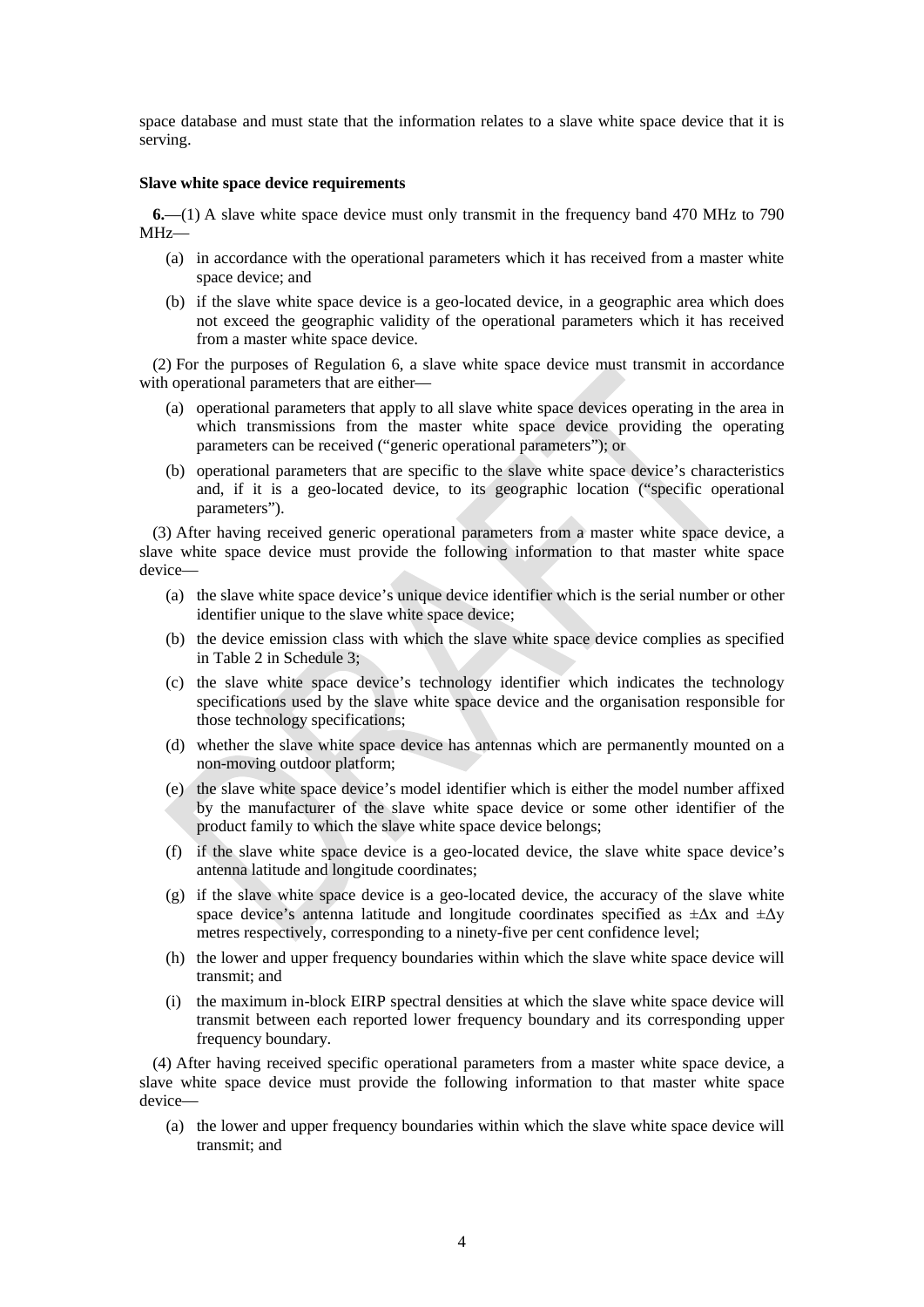space database and must state that the information relates to a slave white space device that it is serving.

**Slave white space device requirements**

**6.**—(1) A slave white space device must only transmit in the frequency band 470 MHz to 790 MHz—

(a) in accordance with the operational parameters which it has received from a master white space device; and

(b) if the slave white space device is a geo-located device, in a geographic area which does not exceed the geographic validity of the operational parameters which it has received from a master white space device.

(2) For the purposes of Regulation 6, a slave white space device must transmit in accordance with operational parameters that are either—

(a) operational parameters that apply to all slave white space devices operating in the area in which transmissions from the master white space device providing the operating parameters can be received ("generic operational parameters"); or

(b) operational parameters that are specific to the slave white space device's characteristics and, if it is a geo-located device, to its geographic location ("specific operational parameters").

(3) After having received generic operational parameters from a master white space device, a slave white space device must provide the following information to that master white space device—

(a) the slave white space device's unique device identifier which is the serial number or other identifier unique to the slave white space device;

(b) the device emission class with which the slave white space device complies as specified in Table 2 in Schedule 3;

(c) the slave white space device's technology identifier which indicates the technology specifications used by the slave white space device and the organisation responsible for those technology specifications;

(d) whether the slave white space device has antennas which are permanently mounted on a non-moving outdoor platform;

(e) the slave white space device's model identifier which is either the model number affixed by the manufacturer of the slave white space device or some other identifier of the product family to which the slave white space device belongs;

(f) if the slave white space device is a geo-located device, the slave white space device's antenna latitude and longitude coordinates;

(g) if the slave white space device is a geo-located device, the accuracy of the slave white space device's antenna latitude and longitude coordinates specified as $\pm\Delta x$ and $\pm\Delta y$ metres respectively, corresponding to a ninety-five per cent confidence level;

(h) the lower and upper frequency boundaries within which the slave white space device will transmit; and

(i) the maximum in-block EIRP spectral densities at which the slave white space device will transmit between each reported lower frequency boundary and its corresponding upper frequency boundary.

(4) After having received specific operational parameters from a master white space device, a slave white space device must provide the following information to that master white space device—

(a) the lower and upper frequency boundaries within which the slave white space device will transmit; and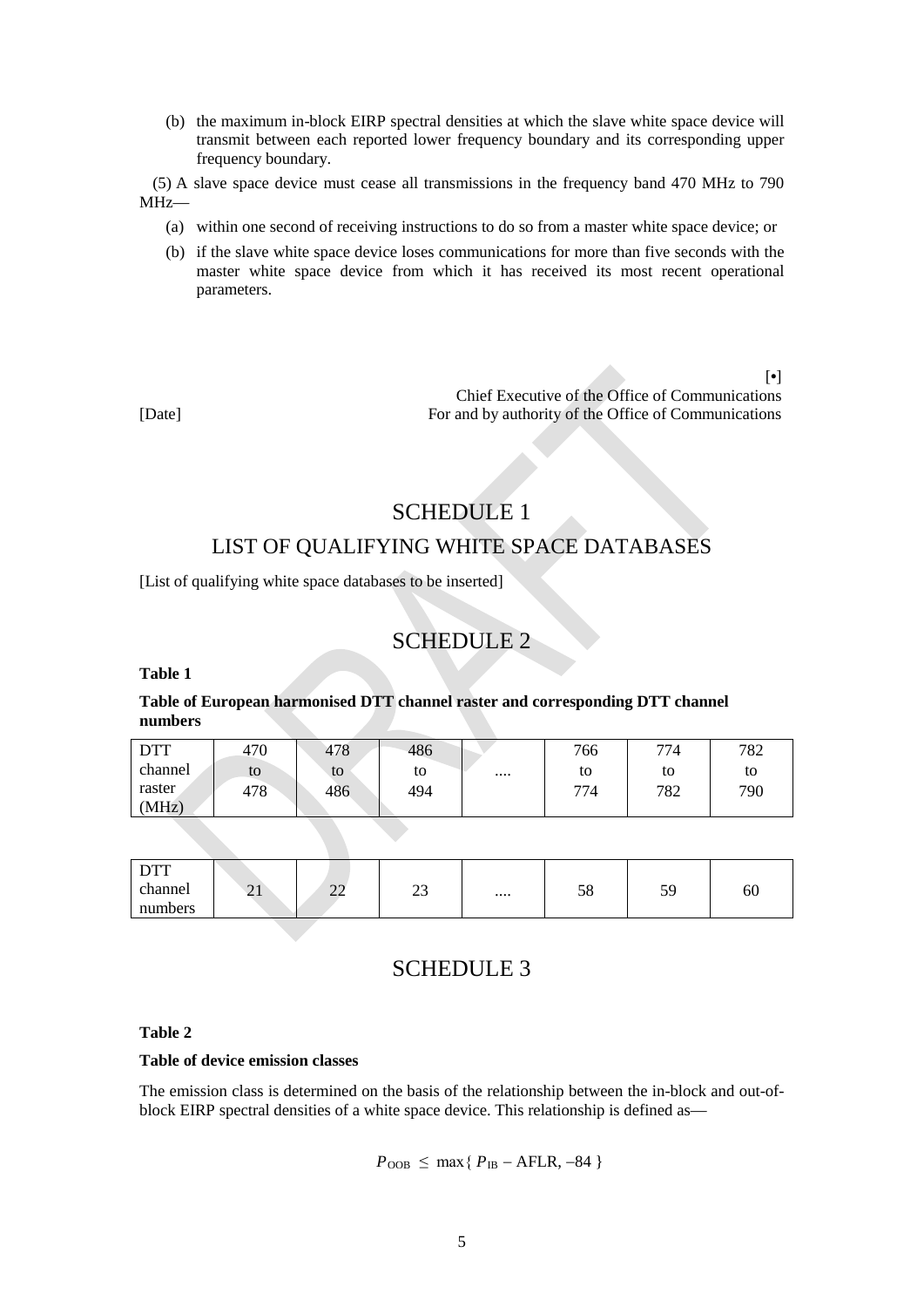(b) the maximum in-block EIRP spectral densities at which the slave white space device will transmit between each reported lower frequency boundary and its corresponding upper frequency boundary.

(5) A slave space device must cease all transmissions in the frequency band 470 MHz to 790 MHz—

(a) within one second of receiving instructions to do so from a master white space device; or

(b) if the slave white space device loses communications for more than five seconds with the master white space device from which it has received its most recent operational parameters.

[•]
Chief Executive of the Office of Communications
[Date] For and by authority of the Office of Communications

# SCHEDULE 1

## LIST OF QUALIFYING WHITE SPACE DATABASES

[List of qualifying white space databases to be inserted]

# SCHEDULE 2

**Table 1**

**Table of European harmonised DTT channel raster and corresponding DTT channel numbers**

| DTT channel raster (MHz) | 470 to 478 | 478 to 486 | 486 to 494 | .... | 766 to 774 | 774 to 782 | 782 to 790 |
|---|---|---|---|---|---|---|---|

| DTT channel numbers | 21 | 22 | 23 | .... | 58 | 59 | 60 |
|---|---|---|---|---|---|---|---|

# SCHEDULE 3

**Table 2**

**Table of device emission classes**

The emission class is determined on the basis of the relationship between the in-block and out-of-block EIRP spectral densities of a white space device. This relationship is defined as—

$$P_{\mathrm{OOB}} \leq \max\{\, P_{\mathrm{IB}} - \mathrm{AFLR}, -84 \,\}$$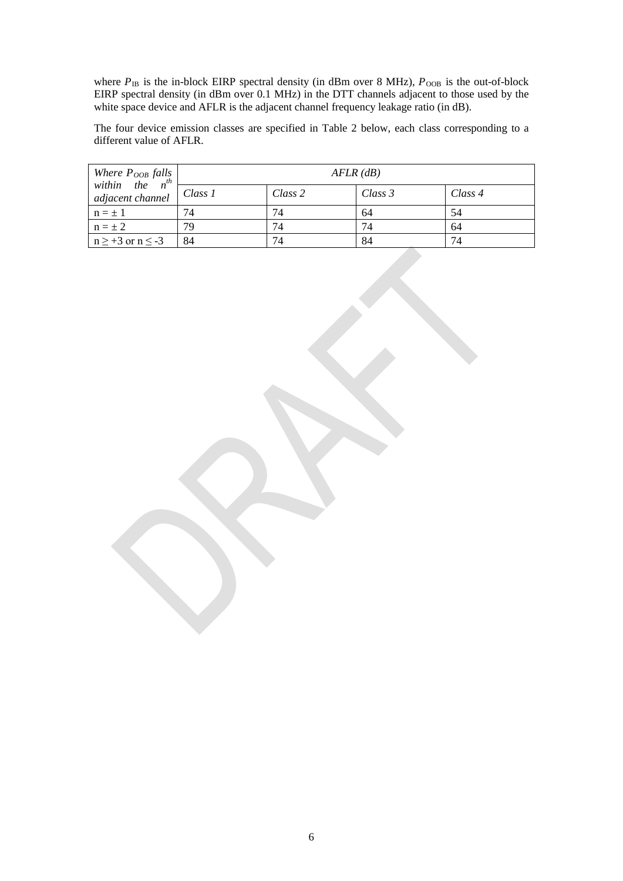where $P_{IB}$ is the in-block EIRP spectral density (in dBm over 8 MHz), $P_{OOB}$ is the out-of-block EIRP spectral density (in dBm over 0.1 MHz) in the DTT channels adjacent to those used by the white space device and AFLR is the adjacent channel frequency leakage ratio (in dB).

The four device emission classes are specified in Table 2 below, each class corresponding to a different value of AFLR.

| *Where $P_{OOB}$ falls within the $n^{th}$ adjacent channel* | *AFLR (dB)* | | | |
|---|---|---|---|---|
| | *Class 1* | *Class 2* | *Class 3* | *Class 4* |
| $n = \pm 1$ | 74 | 74 | 64 | 54 |
| $n = \pm 2$ | 79 | 74 | 74 | 64 |
| $n \geq +3$ or $n \leq -3$ | 84 | 74 | 84 | 74 |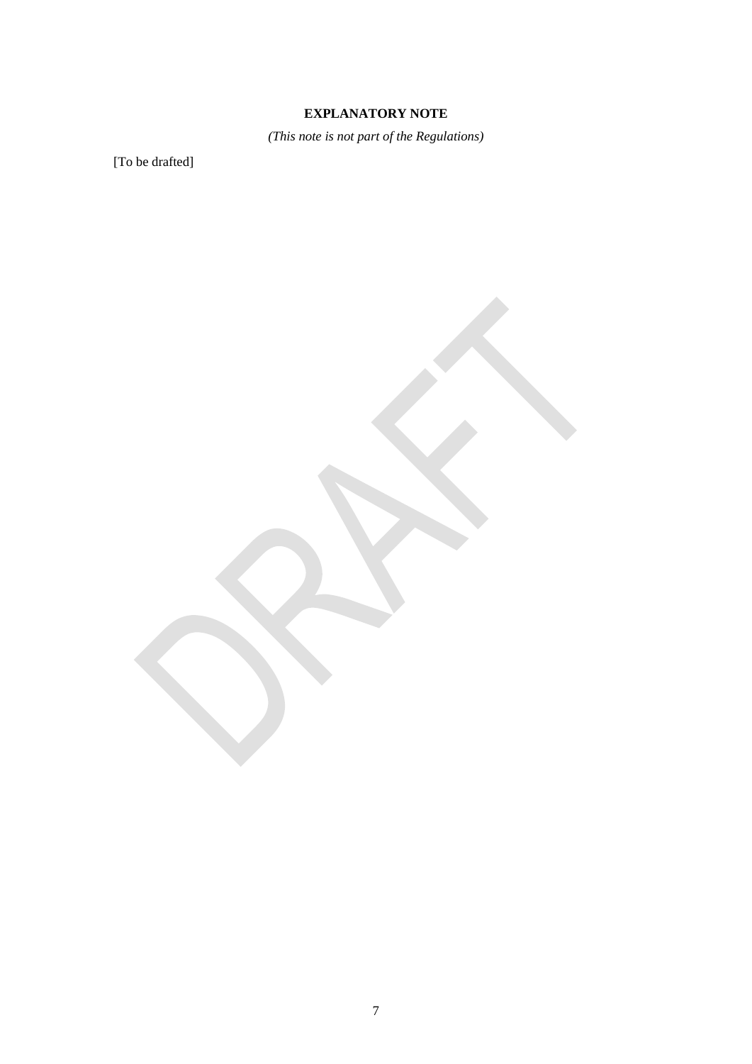## EXPLANATORY NOTE

*(This note is not part of the Regulations)*

[To be drafted]